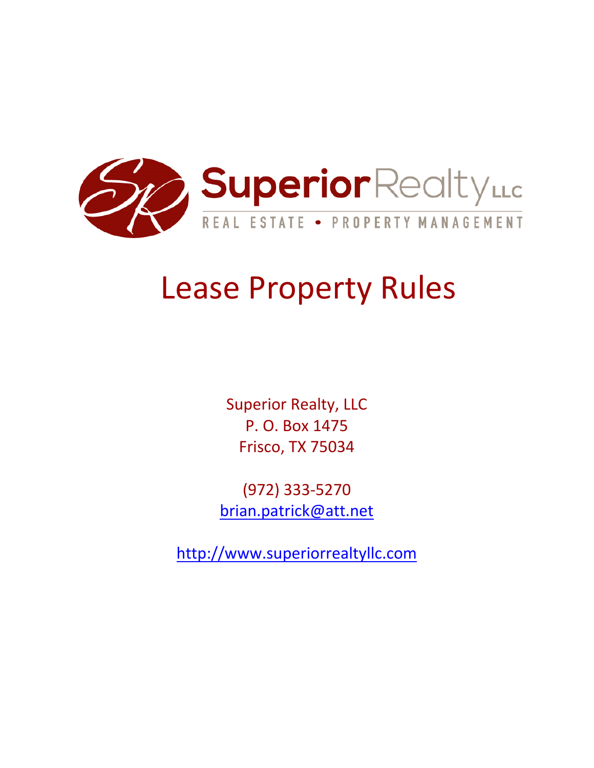Superior Realty LLC

REAL ESTATE • PROPERTY MANAGEMENT

# Lease Property Rules

Superior Realty, LLC  
P. O. Box 1475  
Frisco, TX 75034

(972) 333-5270  
brian.patrick@att.net

http://www.superiorrealtyllc.com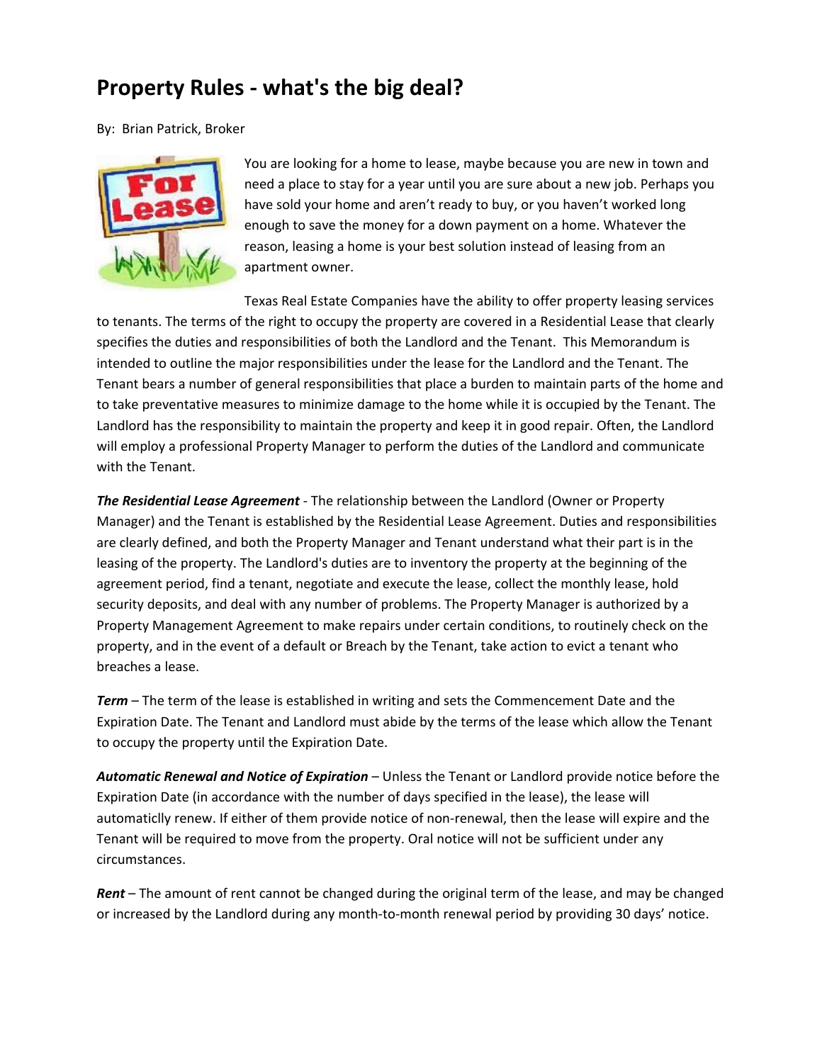# Property Rules - what's the big deal?

By: Brian Patrick, Broker

You are looking for a home to lease, maybe because you are new in town and need a place to stay for a year until you are sure about a new job. Perhaps you have sold your home and aren't ready to buy, or you haven't worked long enough to save the money for a down payment on a home. Whatever the reason, leasing a home is your best solution instead of leasing from an apartment owner.

Texas Real Estate Companies have the ability to offer property leasing services to tenants. The terms of the right to occupy the property are covered in a Residential Lease that clearly specifies the duties and responsibilities of both the Landlord and the Tenant. This Memorandum is intended to outline the major responsibilities under the lease for the Landlord and the Tenant. The Tenant bears a number of general responsibilities that place a burden to maintain parts of the home and to take preventative measures to minimize damage to the home while it is occupied by the Tenant. The Landlord has the responsibility to maintain the property and keep it in good repair. Often, the Landlord will employ a professional Property Manager to perform the duties of the Landlord and communicate with the Tenant.

***The Residential Lease Agreement*** - The relationship between the Landlord (Owner or Property Manager) and the Tenant is established by the Residential Lease Agreement. Duties and responsibilities are clearly defined, and both the Property Manager and Tenant understand what their part is in the leasing of the property. The Landlord's duties are to inventory the property at the beginning of the agreement period, find a tenant, negotiate and execute the lease, collect the monthly lease, hold security deposits, and deal with any number of problems. The Property Manager is authorized by a Property Management Agreement to make repairs under certain conditions, to routinely check on the property, and in the event of a default or Breach by the Tenant, take action to evict a tenant who breaches a lease.

***Term*** – The term of the lease is established in writing and sets the Commencement Date and the Expiration Date. The Tenant and Landlord must abide by the terms of the lease which allow the Tenant to occupy the property until the Expiration Date.

***Automatic Renewal and Notice of Expiration*** – Unless the Tenant or Landlord provide notice before the Expiration Date (in accordance with the number of days specified in the lease), the lease will automaticlly renew. If either of them provide notice of non-renewal, then the lease will expire and the Tenant will be required to move from the property. Oral notice will not be sufficient under any circumstances.

***Rent*** – The amount of rent cannot be changed during the original term of the lease, and may be changed or increased by the Landlord during any month-to-month renewal period by providing 30 days' notice.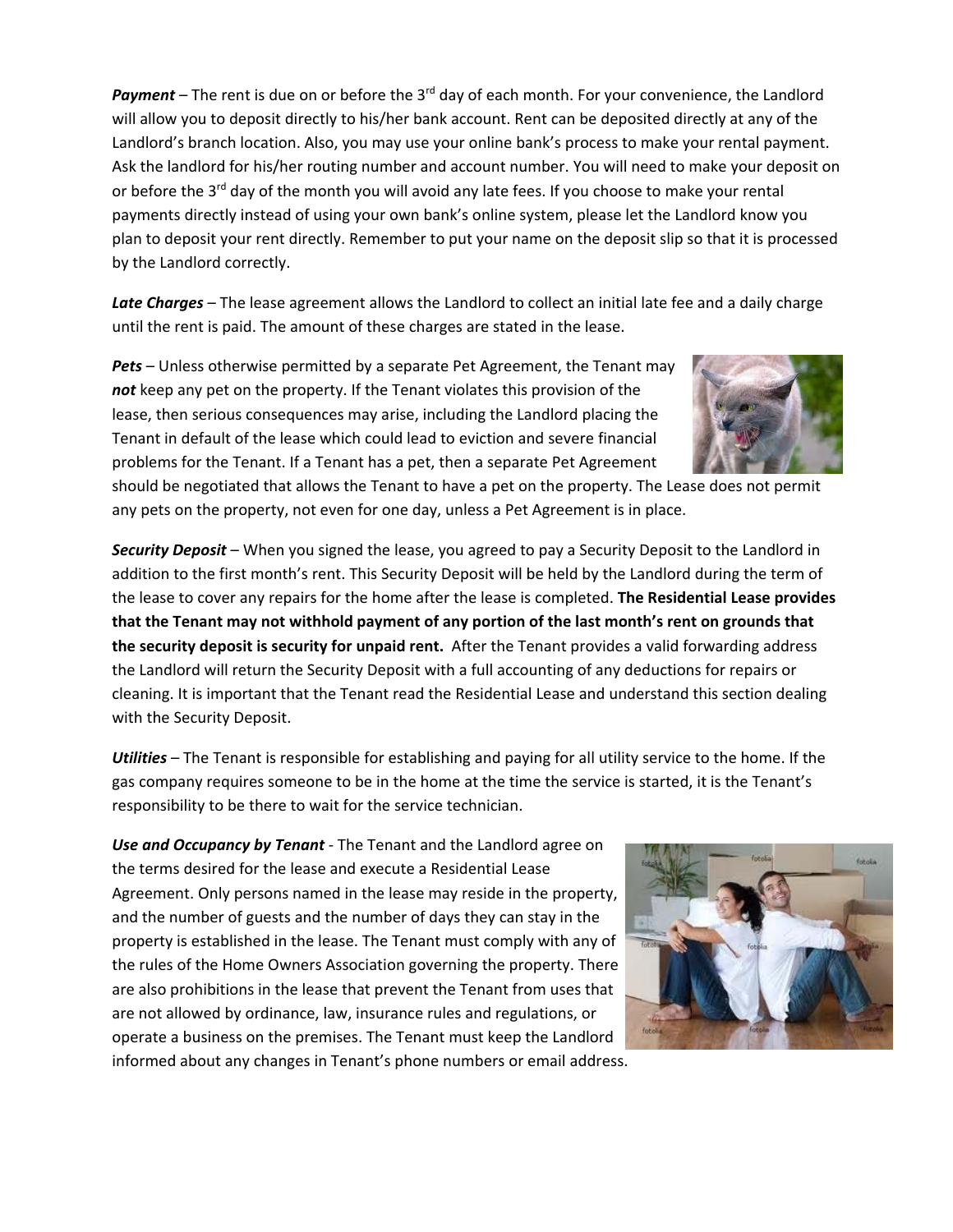***Payment*** – The rent is due on or before the 3rd day of each month. For your convenience, the Landlord will allow you to deposit directly to his/her bank account. Rent can be deposited directly at any of the Landlord's branch location. Also, you may use your online bank's process to make your rental payment. Ask the landlord for his/her routing number and account number. You will need to make your deposit on or before the 3rd day of the month you will avoid any late fees. If you choose to make your rental payments directly instead of using your own bank's online system, please let the Landlord know you plan to deposit your rent directly. Remember to put your name on the deposit slip so that it is processed by the Landlord correctly.

***Late Charges*** – The lease agreement allows the Landlord to collect an initial late fee and a daily charge until the rent is paid. The amount of these charges are stated in the lease.

***Pets*** – Unless otherwise permitted by a separate Pet Agreement, the Tenant may ***not*** keep any pet on the property. If the Tenant violates this provision of the lease, then serious consequences may arise, including the Landlord placing the Tenant in default of the lease which could lead to eviction and severe financial problems for the Tenant. If a Tenant has a pet, then a separate Pet Agreement should be negotiated that allows the Tenant to have a pet on the property. The Lease does not permit any pets on the property, not even for one day, unless a Pet Agreement is in place.

***Security Deposit*** – When you signed the lease, you agreed to pay a Security Deposit to the Landlord in addition to the first month's rent. This Security Deposit will be held by the Landlord during the term of the lease to cover any repairs for the home after the lease is completed. **The Residential Lease provides that the Tenant may not withhold payment of any portion of the last month's rent on grounds that the security deposit is security for unpaid rent.** After the Tenant provides a valid forwarding address the Landlord will return the Security Deposit with a full accounting of any deductions for repairs or cleaning. It is important that the Tenant read the Residential Lease and understand this section dealing with the Security Deposit.

***Utilities*** – The Tenant is responsible for establishing and paying for all utility service to the home. If the gas company requires someone to be in the home at the time the service is started, it is the Tenant's responsibility to be there to wait for the service technician.

***Use and Occupancy by Tenant*** - The Tenant and the Landlord agree on the terms desired for the lease and execute a Residential Lease Agreement. Only persons named in the lease may reside in the property, and the number of guests and the number of days they can stay in the property is established in the lease. The Tenant must comply with any of the rules of the Home Owners Association governing the property. There are also prohibitions in the lease that prevent the Tenant from uses that are not allowed by ordinance, law, insurance rules and regulations, or operate a business on the premises. The Tenant must keep the Landlord informed about any changes in Tenant's phone numbers or email address.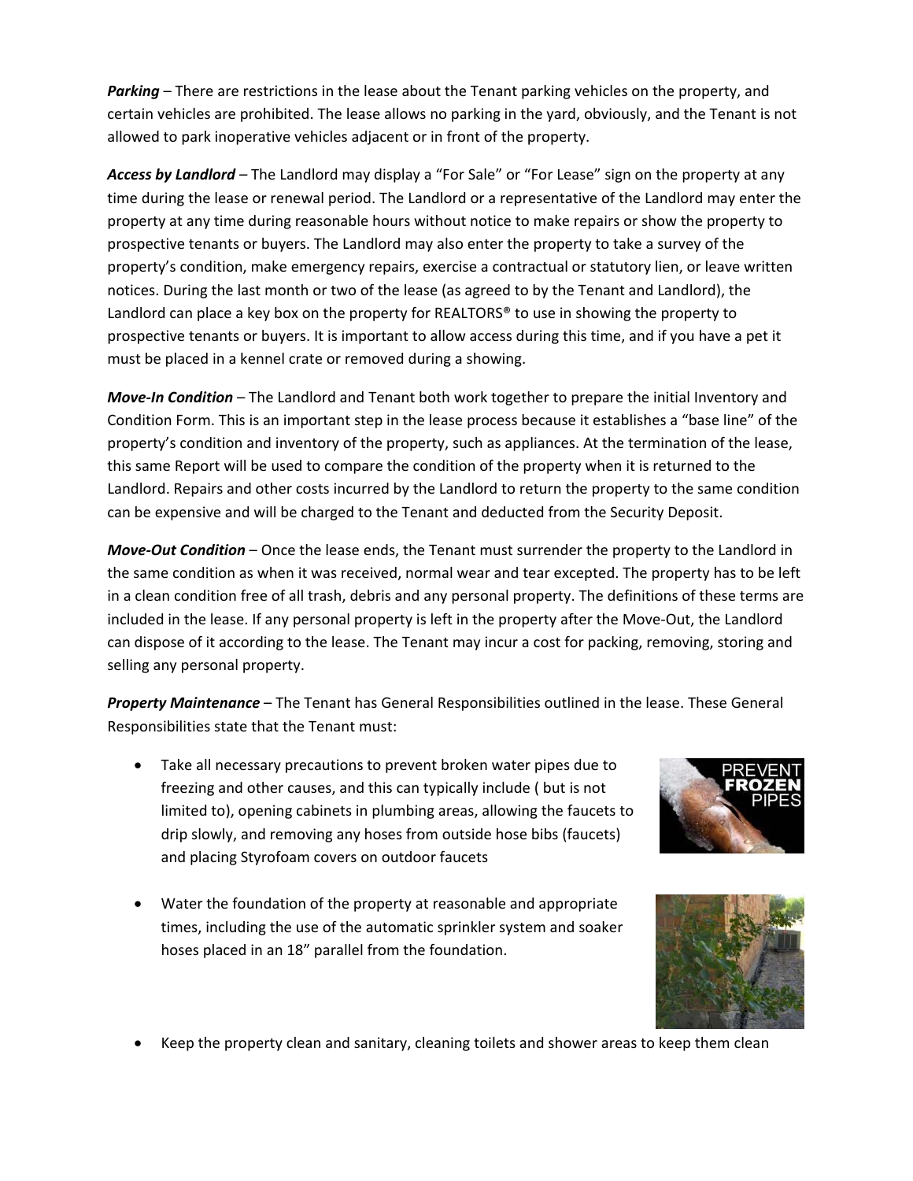***Parking*** – There are restrictions in the lease about the Tenant parking vehicles on the property, and certain vehicles are prohibited. The lease allows no parking in the yard, obviously, and the Tenant is not allowed to park inoperative vehicles adjacent or in front of the property.

***Access by Landlord*** – The Landlord may display a "For Sale" or "For Lease" sign on the property at any time during the lease or renewal period. The Landlord or a representative of the Landlord may enter the property at any time during reasonable hours without notice to make repairs or show the property to prospective tenants or buyers. The Landlord may also enter the property to take a survey of the property's condition, make emergency repairs, exercise a contractual or statutory lien, or leave written notices. During the last month or two of the lease (as agreed to by the Tenant and Landlord), the Landlord can place a key box on the property for REALTORS® to use in showing the property to prospective tenants or buyers. It is important to allow access during this time, and if you have a pet it must be placed in a kennel crate or removed during a showing.

***Move-In Condition*** – The Landlord and Tenant both work together to prepare the initial Inventory and Condition Form. This is an important step in the lease process because it establishes a "base line" of the property's condition and inventory of the property, such as appliances. At the termination of the lease, this same Report will be used to compare the condition of the property when it is returned to the Landlord. Repairs and other costs incurred by the Landlord to return the property to the same condition can be expensive and will be charged to the Tenant and deducted from the Security Deposit.

***Move-Out Condition*** – Once the lease ends, the Tenant must surrender the property to the Landlord in the same condition as when it was received, normal wear and tear excepted. The property has to be left in a clean condition free of all trash, debris and any personal property. The definitions of these terms are included in the lease. If any personal property is left in the property after the Move-Out, the Landlord can dispose of it according to the lease. The Tenant may incur a cost for packing, removing, storing and selling any personal property.

***Property Maintenance*** – The Tenant has General Responsibilities outlined in the lease. These General Responsibilities state that the Tenant must:

- Take all necessary precautions to prevent broken water pipes due to freezing and other causes, and this can typically include ( but is not limited to), opening cabinets in plumbing areas, allowing the faucets to drip slowly, and removing any hoses from outside hose bibs (faucets) and placing Styrofoam covers on outdoor faucets
- Water the foundation of the property at reasonable and appropriate times, including the use of the automatic sprinkler system and soaker hoses placed in an 18" parallel from the foundation.
- Keep the property clean and sanitary, cleaning toilets and shower areas to keep them clean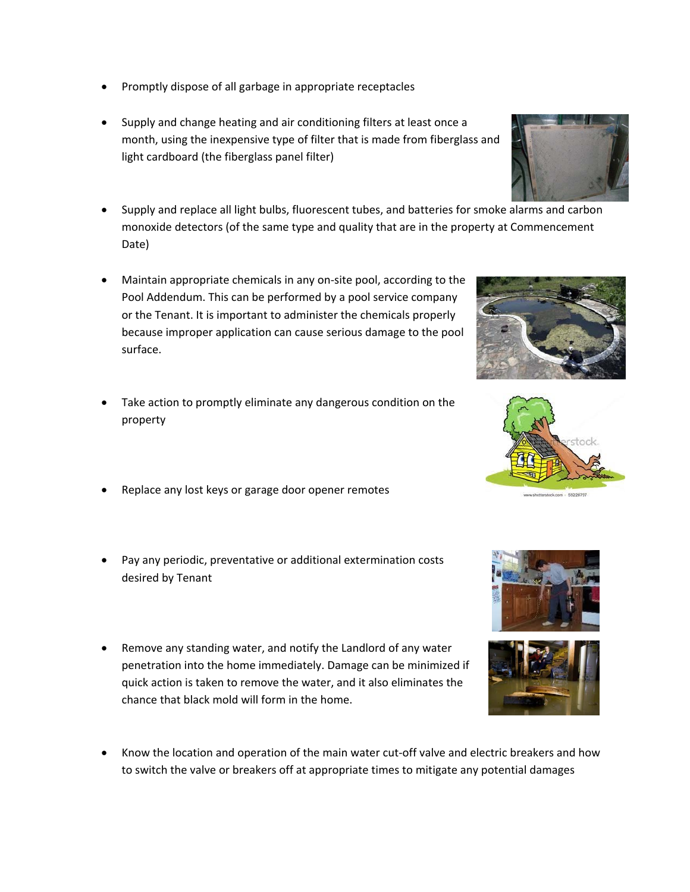- Promptly dispose of all garbage in appropriate receptacles

- Supply and change heating and air conditioning filters at least once a month, using the inexpensive type of filter that is made from fiberglass and light cardboard (the fiberglass panel filter)

- Supply and replace all light bulbs, fluorescent tubes, and batteries for smoke alarms and carbon monoxide detectors (of the same type and quality that are in the property at Commencement Date)

- Maintain appropriate chemicals in any on-site pool, according to the Pool Addendum. This can be performed by a pool service company or the Tenant. It is important to administer the chemicals properly because improper application can cause serious damage to the pool surface.

- Take action to promptly eliminate any dangerous condition on the property

- Replace any lost keys or garage door opener remotes

- Pay any periodic, preventative or additional extermination costs desired by Tenant

- Remove any standing water, and notify the Landlord of any water penetration into the home immediately. Damage can be minimized if quick action is taken to remove the water, and it also eliminates the chance that black mold will form in the home.

- Know the location and operation of the main water cut-off valve and electric breakers and how to switch the valve or breakers off at appropriate times to mitigate any potential damages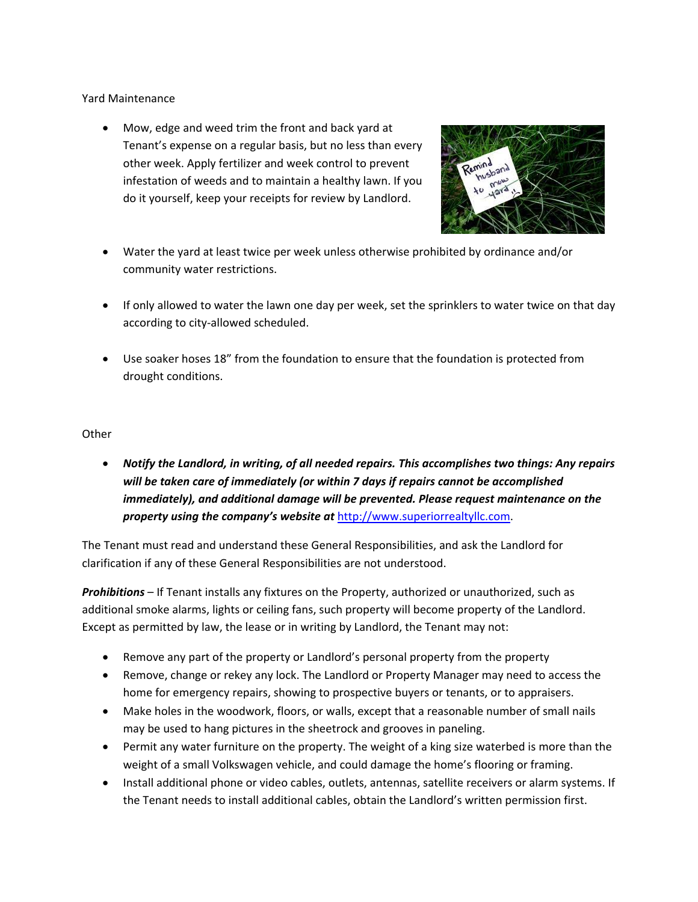Yard Maintenance

- Mow, edge and weed trim the front and back yard at Tenant's expense on a regular basis, but no less than every other week. Apply fertilizer and week control to prevent infestation of weeds and to maintain a healthy lawn. If you do it yourself, keep your receipts for review by Landlord.

- Water the yard at least twice per week unless otherwise prohibited by ordinance and/or community water restrictions.

- If only allowed to water the lawn one day per week, set the sprinklers to water twice on that day according to city-allowed scheduled.

- Use soaker hoses 18" from the foundation to ensure that the foundation is protected from drought conditions.

Other

- ***Notify the Landlord, in writing, of all needed repairs. This accomplishes two things: Any repairs will be taken care of immediately (or within 7 days if repairs cannot be accomplished immediately), and additional damage will be prevented. Please request maintenance on the property using the company's website at*** [http://www.superiorrealtyllc.com](http://www.superiorrealtyllc.com).

The Tenant must read and understand these General Responsibilities, and ask the Landlord for clarification if any of these General Responsibilities are not understood.

***Prohibitions*** – If Tenant installs any fixtures on the Property, authorized or unauthorized, such as additional smoke alarms, lights or ceiling fans, such property will become property of the Landlord. Except as permitted by law, the lease or in writing by Landlord, the Tenant may not:

- Remove any part of the property or Landlord's personal property from the property
- Remove, change or rekey any lock. The Landlord or Property Manager may need to access the home for emergency repairs, showing to prospective buyers or tenants, or to appraisers.
- Make holes in the woodwork, floors, or walls, except that a reasonable number of small nails may be used to hang pictures in the sheetrock and grooves in paneling.
- Permit any water furniture on the property. The weight of a king size waterbed is more than the weight of a small Volkswagen vehicle, and could damage the home's flooring or framing.
- Install additional phone or video cables, outlets, antennas, satellite receivers or alarm systems. If the Tenant needs to install additional cables, obtain the Landlord's written permission first.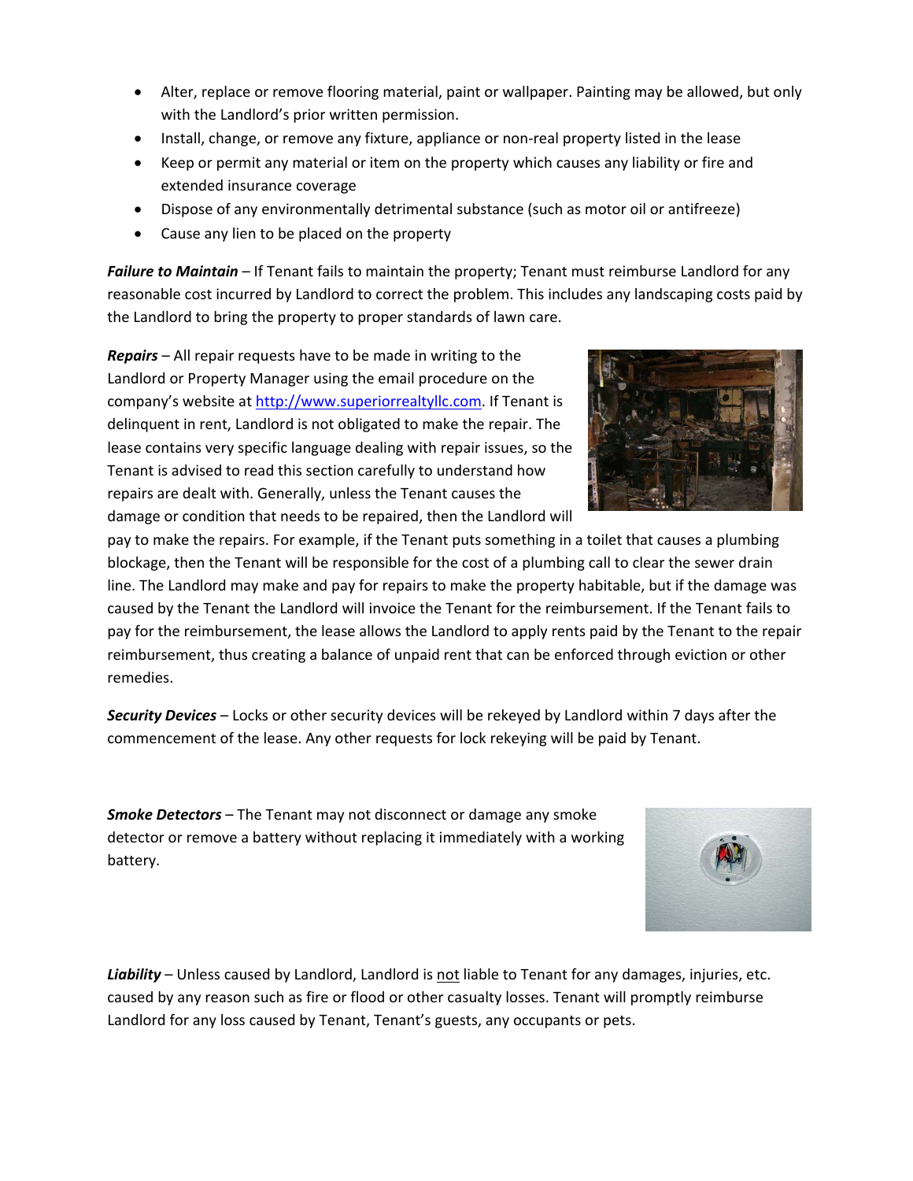- Alter, replace or remove flooring material, paint or wallpaper. Painting may be allowed, but only with the Landlord's prior written permission.
- Install, change, or remove any fixture, appliance or non-real property listed in the lease
- Keep or permit any material or item on the property which causes any liability or fire and extended insurance coverage
- Dispose of any environmentally detrimental substance (such as motor oil or antifreeze)
- Cause any lien to be placed on the property

***Failure to Maintain*** – If Tenant fails to maintain the property; Tenant must reimburse Landlord for any reasonable cost incurred by Landlord to correct the problem. This includes any landscaping costs paid by the Landlord to bring the property to proper standards of lawn care.

***Repairs*** – All repair requests have to be made in writing to the Landlord or Property Manager using the email procedure on the company's website at http://www.superiorrealtyllc.com. If Tenant is delinquent in rent, Landlord is not obligated to make the repair. The lease contains very specific language dealing with repair issues, so the Tenant is advised to read this section carefully to understand how repairs are dealt with. Generally, unless the Tenant causes the damage or condition that needs to be repaired, then the Landlord will pay to make the repairs. For example, if the Tenant puts something in a toilet that causes a plumbing blockage, then the Tenant will be responsible for the cost of a plumbing call to clear the sewer drain line. The Landlord may make and pay for repairs to make the property habitable, but if the damage was caused by the Tenant the Landlord will invoice the Tenant for the reimbursement. If the Tenant fails to pay for the reimbursement, the lease allows the Landlord to apply rents paid by the Tenant to the repair reimbursement, thus creating a balance of unpaid rent that can be enforced through eviction or other remedies.

***Security Devices*** – Locks or other security devices will be rekeyed by Landlord within 7 days after the commencement of the lease. Any other requests for lock rekeying will be paid by Tenant.

***Smoke Detectors*** – The Tenant may not disconnect or damage any smoke detector or remove a battery without replacing it immediately with a working battery.

***Liability*** – Unless caused by Landlord, Landlord is <u>not</u> liable to Tenant for any damages, injuries, etc. caused by any reason such as fire or flood or other casualty losses. Tenant will promptly reimburse Landlord for any loss caused by Tenant, Tenant's guests, any occupants or pets.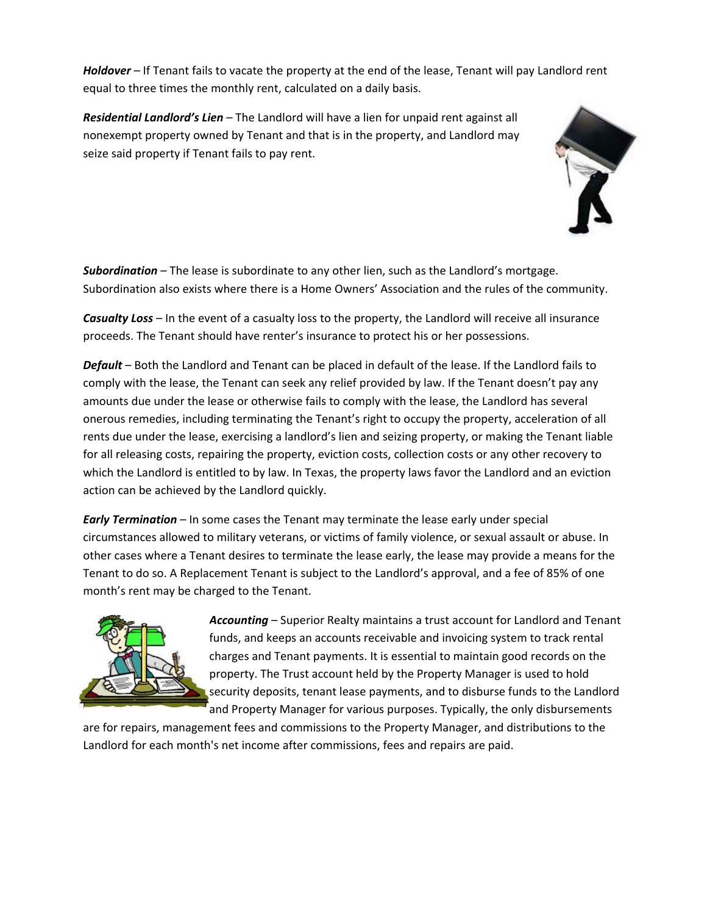***Holdover*** – If Tenant fails to vacate the property at the end of the lease, Tenant will pay Landlord rent equal to three times the monthly rent, calculated on a daily basis.

***Residential Landlord's Lien*** – The Landlord will have a lien for unpaid rent against all nonexempt property owned by Tenant and that is in the property, and Landlord may seize said property if Tenant fails to pay rent.

***Subordination*** – The lease is subordinate to any other lien, such as the Landlord's mortgage. Subordination also exists where there is a Home Owners' Association and the rules of the community.

***Casualty Loss*** – In the event of a casualty loss to the property, the Landlord will receive all insurance proceeds. The Tenant should have renter's insurance to protect his or her possessions.

***Default*** – Both the Landlord and Tenant can be placed in default of the lease. If the Landlord fails to comply with the lease, the Tenant can seek any relief provided by law. If the Tenant doesn't pay any amounts due under the lease or otherwise fails to comply with the lease, the Landlord has several onerous remedies, including terminating the Tenant's right to occupy the property, acceleration of all rents due under the lease, exercising a landlord's lien and seizing property, or making the Tenant liable for all releasing costs, repairing the property, eviction costs, collection costs or any other recovery to which the Landlord is entitled to by law. In Texas, the property laws favor the Landlord and an eviction action can be achieved by the Landlord quickly.

***Early Termination*** – In some cases the Tenant may terminate the lease early under special circumstances allowed to military veterans, or victims of family violence, or sexual assault or abuse. In other cases where a Tenant desires to terminate the lease early, the lease may provide a means for the Tenant to do so. A Replacement Tenant is subject to the Landlord's approval, and a fee of 85% of one month's rent may be charged to the Tenant.

***Accounting*** – Superior Realty maintains a trust account for Landlord and Tenant funds, and keeps an accounts receivable and invoicing system to track rental charges and Tenant payments. It is essential to maintain good records on the property. The Trust account held by the Property Manager is used to hold security deposits, tenant lease payments, and to disburse funds to the Landlord and Property Manager for various purposes. Typically, the only disbursements are for repairs, management fees and commissions to the Property Manager, and distributions to the Landlord for each month's net income after commissions, fees and repairs are paid.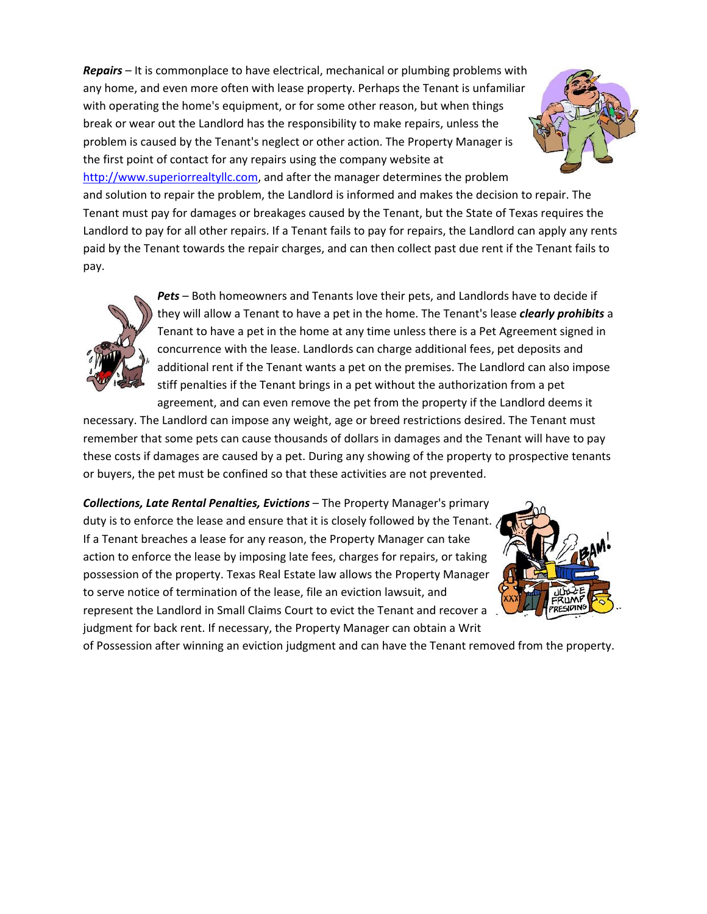***Repairs*** – It is commonplace to have electrical, mechanical or plumbing problems with any home, and even more often with lease property. Perhaps the Tenant is unfamiliar with operating the home's equipment, or for some other reason, but when things break or wear out the Landlord has the responsibility to make repairs, unless the problem is caused by the Tenant's neglect or other action. The Property Manager is the first point of contact for any repairs using the company website at [http://www.superiorrealtyllc.com](http://www.superiorrealtyllc.com), and after the manager determines the problem and solution to repair the problem, the Landlord is informed and makes the decision to repair. The Tenant must pay for damages or breakages caused by the Tenant, but the State of Texas requires the Landlord to pay for all other repairs. If a Tenant fails to pay for repairs, the Landlord can apply any rents paid by the Tenant towards the repair charges, and can then collect past due rent if the Tenant fails to pay.

***Pets*** – Both homeowners and Tenants love their pets, and Landlords have to decide if they will allow a Tenant to have a pet in the home. The Tenant's lease ***clearly prohibits*** a Tenant to have a pet in the home at any time unless there is a Pet Agreement signed in concurrence with the lease. Landlords can charge additional fees, pet deposits and additional rent if the Tenant wants a pet on the premises. The Landlord can also impose stiff penalties if the Tenant brings in a pet without the authorization from a pet agreement, and can even remove the pet from the property if the Landlord deems it necessary. The Landlord can impose any weight, age or breed restrictions desired. The Tenant must remember that some pets can cause thousands of dollars in damages and the Tenant will have to pay these costs if damages are caused by a pet. During any showing of the property to prospective tenants or buyers, the pet must be confined so that these activities are not prevented.

***Collections, Late Rental Penalties, Evictions*** – The Property Manager's primary duty is to enforce the lease and ensure that it is closely followed by the Tenant. If a Tenant breaches a lease for any reason, the Property Manager can take action to enforce the lease by imposing late fees, charges for repairs, or taking possession of the property. Texas Real Estate law allows the Property Manager to serve notice of termination of the lease, file an eviction lawsuit, and represent the Landlord in Small Claims Court to evict the Tenant and recover a judgment for back rent. If necessary, the Property Manager can obtain a Writ of Possession after winning an eviction judgment and can have the Tenant removed from the property.